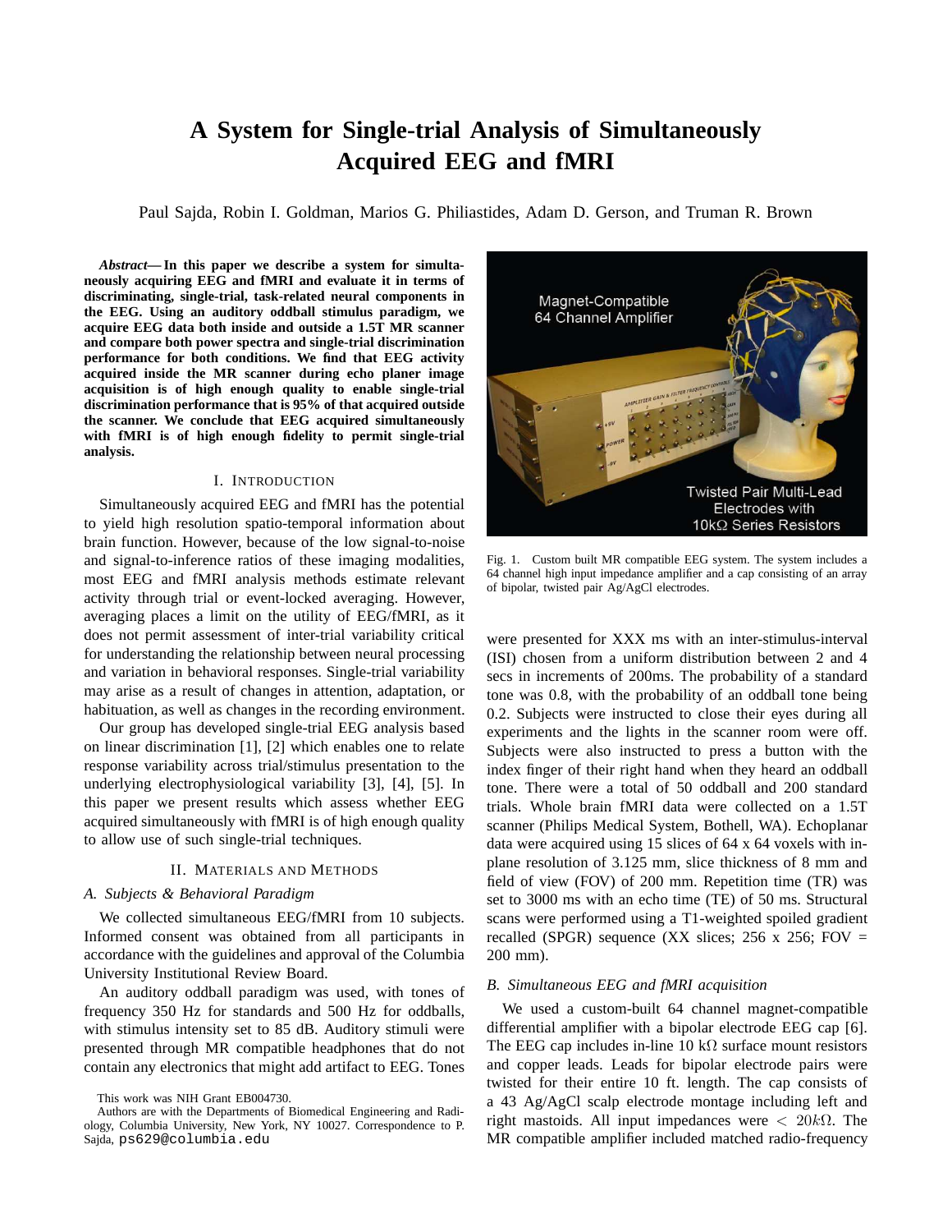# A System for Single-trial Analysis of Simultaneously Acquired EEG and fMRI

Paul Sajda, Robin I. Goldman, Marios G. Philiastides, Adam D. Gerson, and Truman R. Brown

***Abstract*— In this paper we describe a system for simultaneously acquiring EEG and fMRI and evaluate it in terms of discriminating, single-trial, task-related neural components in the EEG. Using an auditory oddball stimulus paradigm, we acquire EEG data both inside and outside a 1.5T MR scanner and compare both power spectra and single-trial discrimination performance for both conditions. We find that EEG activity acquired inside the MR scanner during echo planer image acquisition is of high enough quality to enable single-trial discrimination performance that is 95% of that acquired outside the scanner. We conclude that EEG acquired simultaneously with fMRI is of high enough fidelity to permit single-trial analysis.**

## I. Introduction

Simultaneously acquired EEG and fMRI has the potential to yield high resolution spatio-temporal information about brain function. However, because of the low signal-to-noise and signal-to-inference ratios of these imaging modalities, most EEG and fMRI analysis methods estimate relevant activity through trial or event-locked averaging. However, averaging places a limit on the utility of EEG/fMRI, as it does not permit assessment of inter-trial variability critical for understanding the relationship between neural processing and variation in behavioral responses. Single-trial variability may arise as a result of changes in attention, adaptation, or habituation, as well as changes in the recording environment.

Our group has developed single-trial EEG analysis based on linear discrimination [1], [2] which enables one to relate response variability across trial/stimulus presentation to the underlying electrophysiological variability [3], [4], [5]. In this paper we present results which assess whether EEG acquired simultaneously with fMRI is of high enough quality to allow use of such single-trial techniques.

## II. Materials and Methods

### A. Subjects & Behavioral Paradigm

We collected simultaneous EEG/fMRI from 10 subjects. Informed consent was obtained from all participants in accordance with the guidelines and approval of the Columbia University Institutional Review Board.

An auditory oddball paradigm was used, with tones of frequency 350 Hz for standards and 500 Hz for oddballs, with stimulus intensity set to 85 dB. Auditory stimuli were presented through MR compatible headphones that do not contain any electronics that might add artifact to EEG. Tones were presented for XXX ms with an inter-stimulus-interval (ISI) chosen from a uniform distribution between 2 and 4 secs in increments of 200ms. The probability of a standard tone was 0.8, with the probability of an oddball tone being 0.2. Subjects were instructed to close their eyes during all experiments and the lights in the scanner room were off. Subjects were also instructed to press a button with the index finger of their right hand when they heard an oddball tone. There were a total of 50 oddball and 200 standard trials. Whole brain fMRI data were collected on a 1.5T scanner (Philips Medical System, Bothell, WA). Echoplanar data were acquired using 15 slices of 64 x 64 voxels with in-plane resolution of 3.125 mm, slice thickness of 8 mm and field of view (FOV) of 200 mm. Repetition time (TR) was set to 3000 ms with an echo time (TE) of 50 ms. Structural scans were performed using a T1-weighted spoiled gradient recalled (SPGR) sequence (XX slices; 256 x 256; FOV = 200 mm).

Fig. 1. Custom built MR compatible EEG system. The system includes a 64 channel high input impedance amplifier and a cap consisting of an array of bipolar, twisted pair Ag/AgCl electrodes.

### B. Simultaneous EEG and fMRI acquisition

We used a custom-built 64 channel magnet-compatible differential amplifier with a bipolar electrode EEG cap [6]. The EEG cap includes in-line 10 kΩ surface mount resistors and copper leads. Leads for bipolar electrode pairs were twisted for their entire 10 ft. length. The cap consists of a 43 Ag/AgCl scalp electrode montage including left and right mastoids. All input impedances were $< 20k\Omega$. The MR compatible amplifier included matched radio-frequency

This work was NIH Grant EB004730.

Authors are with the Departments of Biomedical Engineering and Radiology, Columbia University, New York, NY 10027. Correspondence to P. Sajda, ps629@columbia.edu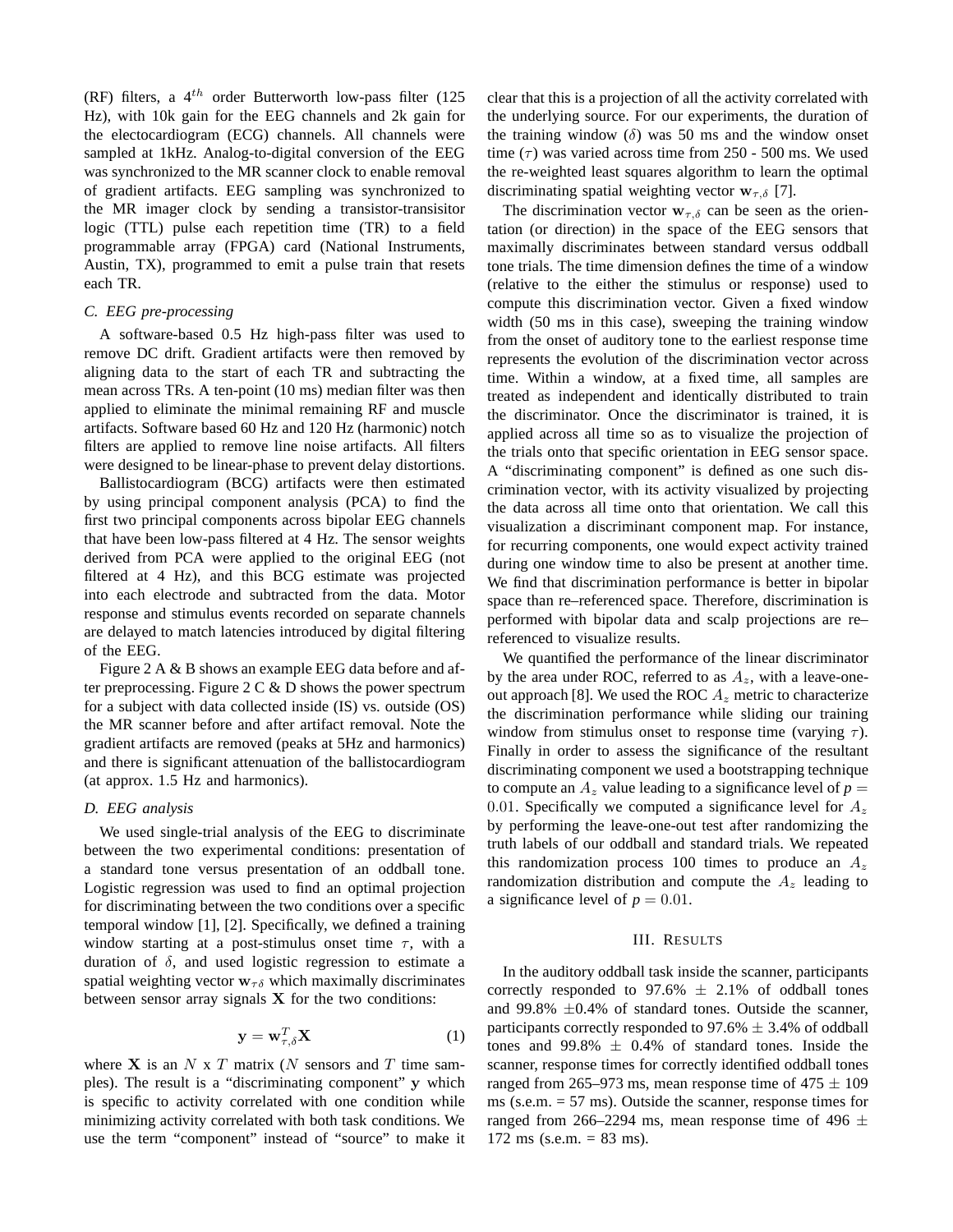(RF) filters, a $4^{th}$ order Butterworth low-pass filter (125 Hz), with 10k gain for the EEG channels and 2k gain for the electocardiogram (ECG) channels. All channels were sampled at 1kHz. Analog-to-digital conversion of the EEG was synchronized to the MR scanner clock to enable removal of gradient artifacts. EEG sampling was synchronized to the MR imager clock by sending a transistor-transisitor logic (TTL) pulse each repetition time (TR) to a field programmable array (FPGA) card (National Instruments, Austin, TX), programmed to emit a pulse train that resets each TR.

### C. EEG pre-processing

A software-based 0.5 Hz high-pass filter was used to remove DC drift. Gradient artifacts were then removed by aligning data to the start of each TR and subtracting the mean across TRs. A ten-point (10 ms) median filter was then applied to eliminate the minimal remaining RF and muscle artifacts. Software based 60 Hz and 120 Hz (harmonic) notch filters are applied to remove line noise artifacts. All filters were designed to be linear-phase to prevent delay distortions.

Ballistocardiogram (BCG) artifacts were then estimated by using principal component analysis (PCA) to find the first two principal components across bipolar EEG channels that have been low-pass filtered at 4 Hz. The sensor weights derived from PCA were applied to the original EEG (not filtered at 4 Hz), and this BCG estimate was projected into each electrode and subtracted from the data. Motor response and stimulus events recorded on separate channels are delayed to match latencies introduced by digital filtering of the EEG.

Figure 2 A & B shows an example EEG data before and after preprocessing. Figure 2 C & D shows the power spectrum for a subject with data collected inside (IS) vs. outside (OS) the MR scanner before and after artifact removal. Note the gradient artifacts are removed (peaks at 5Hz and harmonics) and there is significant attenuation of the ballistocardiogram (at approx. 1.5 Hz and harmonics).

### D. EEG analysis

We used single-trial analysis of the EEG to discriminate between the two experimental conditions: presentation of a standard tone versus presentation of an oddball tone. Logistic regression was used to find an optimal projection for discriminating between the two conditions over a specific temporal window [1], [2]. Specifically, we defined a training window starting at a post-stimulus onset time $\tau$, with a duration of $\delta$, and used logistic regression to estimate a spatial weighting vector $\mathbf{w}_{\tau\delta}$ which maximally discriminates between sensor array signals $\mathbf{X}$ for the two conditions:

$$\mathbf{y} = \mathbf{w}_{\tau,\delta}^{T}\mathbf{X} \tag{1}$$

where $\mathbf{X}$ is an $N$ x $T$ matrix ($N$ sensors and $T$ time samples). The result is a "discriminating component" $\mathbf{y}$ which is specific to activity correlated with one condition while minimizing activity correlated with both task conditions. We use the term "component" instead of "source" to make it clear that this is a projection of all the activity correlated with the underlying source. For our experiments, the duration of the training window ($\delta$) was 50 ms and the window onset time ($\tau$) was varied across time from 250 - 500 ms. We used the re-weighted least squares algorithm to learn the optimal discriminating spatial weighting vector $\mathbf{w}_{\tau,\delta}$ [7].

The discrimination vector $\mathbf{w}_{\tau,\delta}$ can be seen as the orientation (or direction) in the space of the EEG sensors that maximally discriminates between standard versus oddball tone trials. The time dimension defines the time of a window (relative to the either the stimulus or response) used to compute this discrimination vector. Given a fixed window width (50 ms in this case), sweeping the training window from the onset of auditory tone to the earliest response time represents the evolution of the discrimination vector across time. Within a window, at a fixed time, all samples are treated as independent and identically distributed to train the discriminator. Once the discriminator is trained, it is applied across all time so as to visualize the projection of the trials onto that specific orientation in EEG sensor space. A "discriminating component" is defined as one such discrimination vector, with its activity visualized by projecting the data across all time onto that orientation. We call this visualization a discriminant component map. For instance, for recurring components, one would expect activity trained during one window time to also be present at another time. We find that discrimination performance is better in bipolar space than re–referenced space. Therefore, discrimination is performed with bipolar data and scalp projections are re–referenced to visualize results.

We quantified the performance of the linear discriminator by the area under ROC, referred to as $A_z$, with a leave-one-out approach [8]. We used the ROC $A_z$ metric to characterize the discrimination performance while sliding our training window from stimulus onset to response time (varying $\tau$). Finally in order to assess the significance of the resultant discriminating component we used a bootstrapping technique to compute an $A_z$ value leading to a significance level of $p = 0.01$. Specifically we computed a significance level for $A_z$ by performing the leave-one-out test after randomizing the truth labels of our oddball and standard trials. We repeated this randomization process 100 times to produce an $A_z$ randomization distribution and compute the $A_z$ leading to a significance level of $p = 0.01$.

## III. Results

In the auditory oddball task inside the scanner, participants correctly responded to 97.6% $\pm$ 2.1% of oddball tones and 99.8% $\pm$0.4% of standard tones. Outside the scanner, participants correctly responded to 97.6% $\pm$ 3.4% of oddball tones and 99.8% $\pm$ 0.4% of standard tones. Inside the scanner, response times for correctly identified oddball tones ranged from 265–973 ms, mean response time of 475 $\pm$ 109 ms (s.e.m. = 57 ms). Outside the scanner, response times for ranged from 266–2294 ms, mean response time of 496 $\pm$ 172 ms (s.e.m. = 83 ms).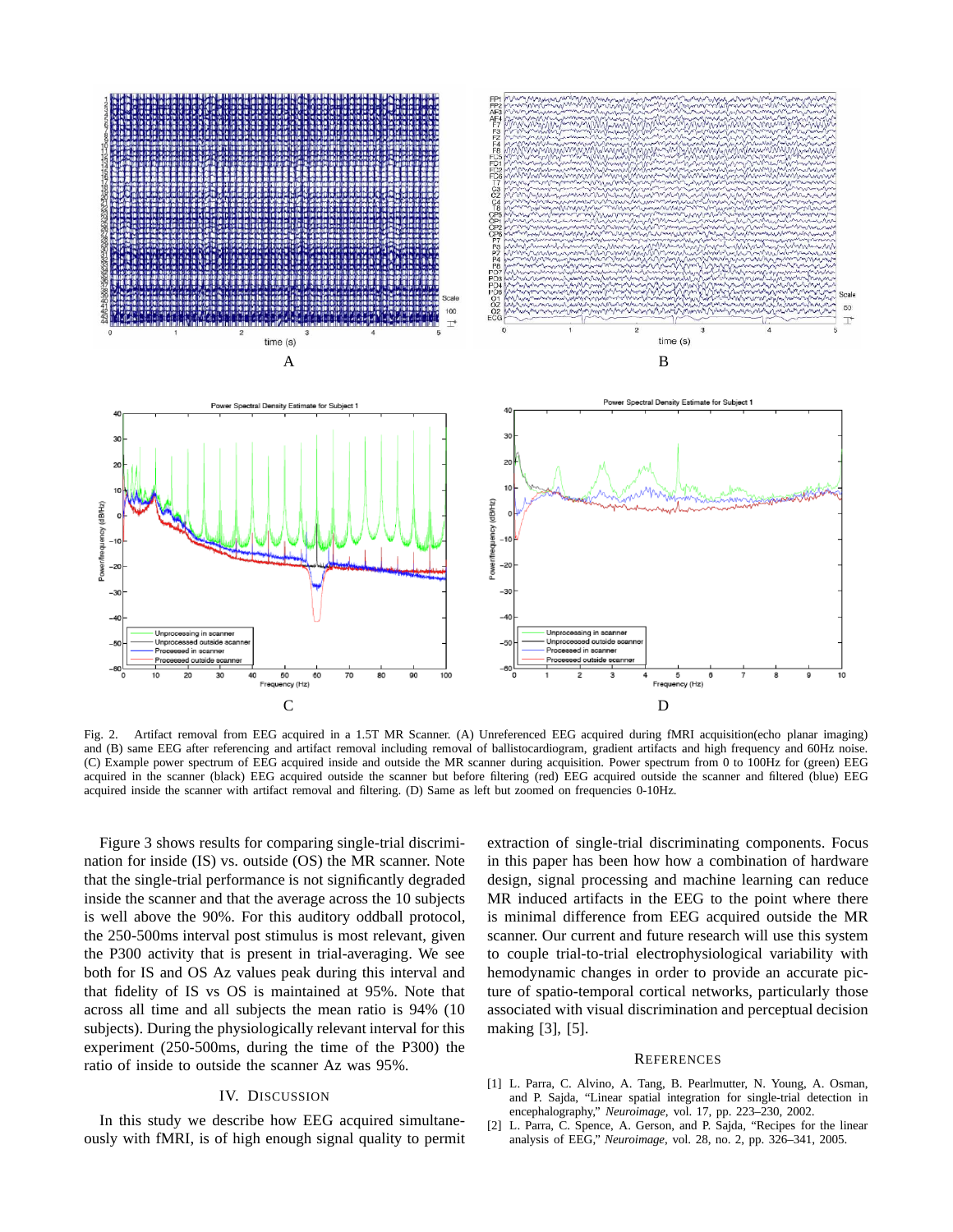Fig. 2. Artifact removal from EEG acquired in a 1.5T MR Scanner. (A) Unreferenced EEG acquired during fMRI acquisition(echo planar imaging) and (B) same EEG after referencing and artifact removal including removal of ballistocardiogram, gradient artifacts and high frequency and 60Hz noise. (C) Example power spectrum of EEG acquired inside and outside the MR scanner during acquisition. Power spectrum from 0 to 100Hz for (green) EEG acquired in the scanner (black) EEG acquired outside the scanner but before filtering (red) EEG acquired outside the scanner and filtered (blue) EEG acquired inside the scanner with artifact removal and filtering. (D) Same as left but zoomed on frequencies 0-10Hz.

Figure 3 shows results for comparing single-trial discrimination for inside (IS) vs. outside (OS) the MR scanner. Note that the single-trial performance is not significantly degraded inside the scanner and that the average across the 10 subjects is well above the 90%. For this auditory oddball protocol, the 250-500ms interval post stimulus is most relevant, given the P300 activity that is present in trial-averaging. We see both for IS and OS Az values peak during this interval and that fidelity of IS vs OS is maintained at 95%. Note that across all time and all subjects the mean ratio is 94% (10 subjects). During the physiologically relevant interval for this experiment (250-500ms, during the time of the P300) the ratio of inside to outside the scanner Az was 95%.

## IV. Discussion

In this study we describe how EEG acquired simultaneously with fMRI, is of high enough signal quality to permit extraction of single-trial discriminating components. Focus in this paper has been how how a combination of hardware design, signal processing and machine learning can reduce MR induced artifacts in the EEG to the point where there is minimal difference from EEG acquired outside the MR scanner. Our current and future research will use this system to couple trial-to-trial electrophysiological variability with hemodynamic changes in order to provide an accurate picture of spatio-temporal cortical networks, particularly those associated with visual discrimination and perceptual decision making [3], [5].

## References

[1] L. Parra, C. Alvino, A. Tang, B. Pearlmutter, N. Young, A. Osman, and P. Sajda, "Linear spatial integration for single-trial detection in encephalography," *Neuroimage*, vol. 17, pp. 223–230, 2002.

[2] L. Parra, C. Spence, A. Gerson, and P. Sajda, "Recipes for the linear analysis of EEG," *Neuroimage*, vol. 28, no. 2, pp. 326–341, 2005.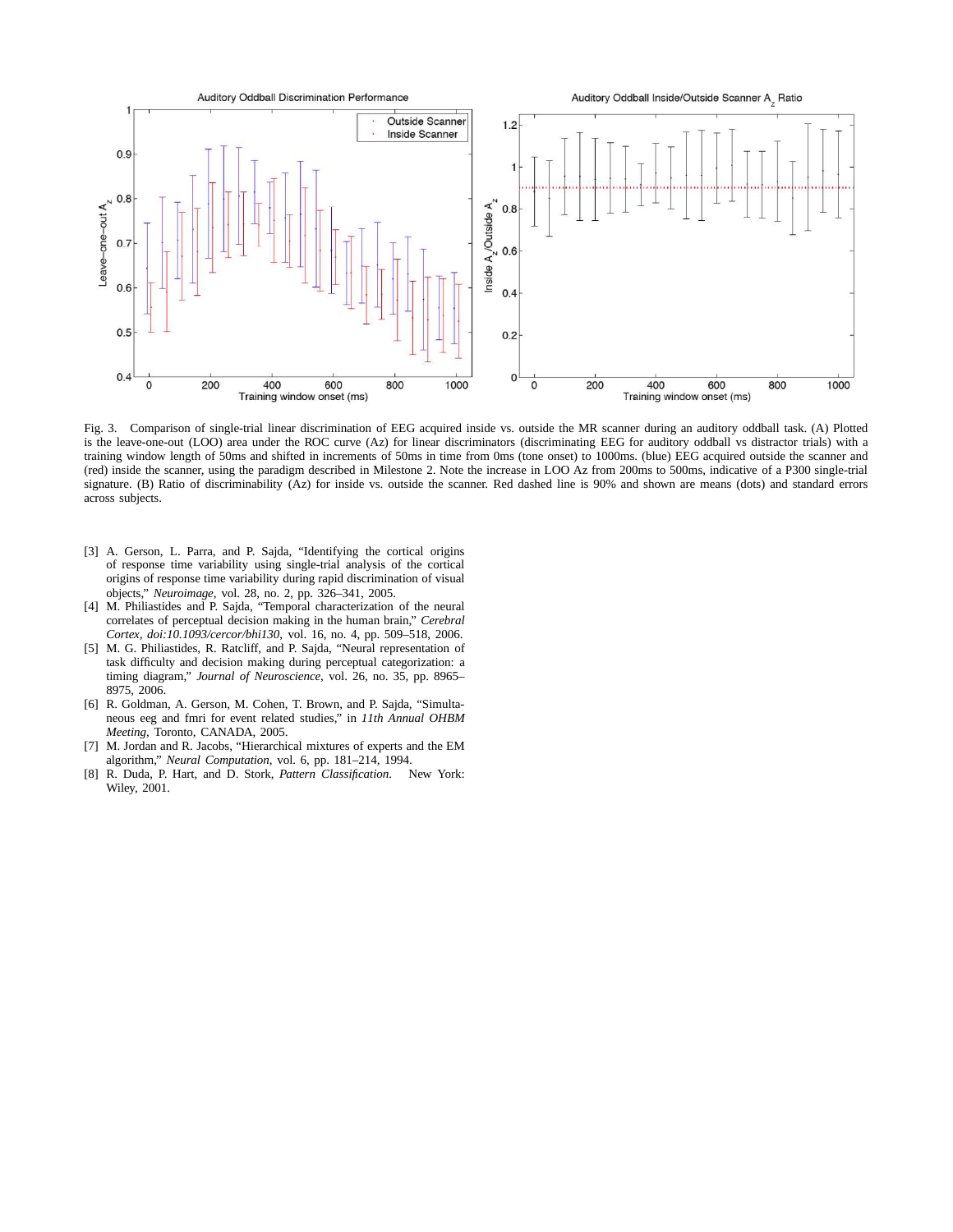Auditory Oddball Discrimination Performance

Outside Scanner
Inside Scanner

Leave-one-out $A_z$

1
0.9
0.8
0.7
0.6
0.5
0.4

0 200 400 600 800 1000

Training window onset (ms)

Auditory Oddball Inside/Outside Scanner $A_z$ Ratio

Inside $A_z$/Outside $A_z$

1.2
1
0.8
0.6
0.4
0.2
0

0 200 400 600 800 1000

Training window onset (ms)

Fig. 3. Comparison of single-trial linear discrimination of EEG acquired inside vs. outside the MR scanner during an auditory oddball task. (A) Plotted is the leave-one-out (LOO) area under the ROC curve (Az) for linear discriminators (discriminating EEG for auditory oddball vs distractor trials) with a training window length of 50ms and shifted in increments of 50ms in time from 0ms (tone onset) to 1000ms. (blue) EEG acquired outside the scanner and (red) inside the scanner, using the paradigm described in Milestone 2. Note the increase in LOO Az from 200ms to 500ms, indicative of a P300 single-trial signature. (B) Ratio of discriminability (Az) for inside vs. outside the scanner. Red dashed line is 90% and shown are means (dots) and standard errors across subjects.

[3] A. Gerson, L. Parra, and P. Sajda, "Identifying the cortical origins of response time variability using single-trial analysis of the cortical origins of response time variability during rapid discrimination of visual objects," *Neuroimage*, vol. 28, no. 2, pp. 326–341, 2005.

[4] M. Philiastides and P. Sajda, "Temporal characterization of the neural correlates of perceptual decision making in the human brain," *Cerebral Cortex, doi:10.1093/cercor/bhi130*, vol. 16, no. 4, pp. 509–518, 2006.

[5] M. G. Philiastides, R. Ratcliff, and P. Sajda, "Neural representation of task difficulty and decision making during perceptual categorization: a timing diagram," *Journal of Neuroscience*, vol. 26, no. 35, pp. 8965–8975, 2006.

[6] R. Goldman, A. Gerson, M. Cohen, T. Brown, and P. Sajda, "Simultaneous eeg and fmri for event related studies," in *11th Annual OHBM Meeting*, Toronto, CANADA, 2005.

[7] M. Jordan and R. Jacobs, "Hierarchical mixtures of experts and the EM algorithm," *Neural Computation*, vol. 6, pp. 181–214, 1994.

[8] R. Duda, P. Hart, and D. Stork, *Pattern Classification*. New York: Wiley, 2001.